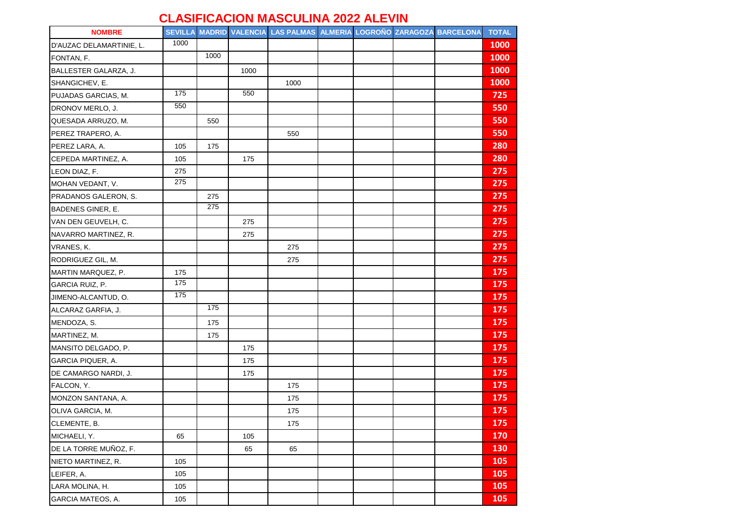# CLASIFICACION MASCULINA 2022 ALEVIN

| NOMBRE | SEVILLA | MADRID | VALENCIA | LAS PALMAS | ALMERIA | LOGROÑO | ZARAGOZA | BARCELONA | TOTAL |
|---|---|---|---|---|---|---|---|---|---|
| D'AUZAC DELAMARTINIE, L. | 1000 | | | | | | | | 1000 |
| FONTAN, F. | | 1000 | | | | | | | 1000 |
| BALLESTER GALARZA, J. | | | 1000 | | | | | | 1000 |
| SHANGICHEV, E. | | | | 1000 | | | | | 1000 |
| PUJADAS GARCIAS, M. | 175 | | 550 | | | | | | 725 |
| DRONOV MERLO, J. | 550 | | | | | | | | 550 |
| QUESADA ARRUZO, M. | | 550 | | | | | | | 550 |
| PEREZ TRAPERO, A. | | | | 550 | | | | | 550 |
| PEREZ LARA, A. | 105 | 175 | | | | | | | 280 |
| CEPEDA MARTINEZ, A. | 105 | | 175 | | | | | | 280 |
| LEON DIAZ, F. | 275 | | | | | | | | 275 |
| MOHAN VEDANT, V. | 275 | | | | | | | | 275 |
| PRADANOS GALERON, S. | | 275 | | | | | | | 275 |
| BADENES GINER, E. | | 275 | | | | | | | 275 |
| VAN DEN GEUVELH, C. | | | 275 | | | | | | 275 |
| NAVARRO MARTINEZ, R. | | | 275 | | | | | | 275 |
| VRANES, K. | | | | 275 | | | | | 275 |
| RODRIGUEZ GIL, M. | | | | 275 | | | | | 275 |
| MARTIN MARQUEZ, P. | 175 | | | | | | | | 175 |
| GARCIA RUIZ, P. | 175 | | | | | | | | 175 |
| JIMENO-ALCANTUD, O. | 175 | | | | | | | | 175 |
| ALCARAZ GARFIA, J. | | 175 | | | | | | | 175 |
| MENDOZA, S. | | 175 | | | | | | | 175 |
| MARTINEZ, M. | | 175 | | | | | | | 175 |
| MANSITO DELGADO, P. | | | 175 | | | | | | 175 |
| GARCIA PIQUER, A. | | | 175 | | | | | | 175 |
| DE CAMARGO NARDI, J. | | | 175 | | | | | | 175 |
| FALCON, Y. | | | | 175 | | | | | 175 |
| MONZON SANTANA, A. | | | | 175 | | | | | 175 |
| OLIVA GARCIA, M. | | | | 175 | | | | | 175 |
| CLEMENTE, B. | | | | 175 | | | | | 175 |
| MICHAELI, Y. | 65 | | 105 | | | | | | 170 |
| DE LA TORRE MUÑOZ, F. | | | 65 | 65 | | | | | 130 |
| NIETO MARTINEZ, R. | 105 | | | | | | | | 105 |
| LEIFER, A. | 105 | | | | | | | | 105 |
| LARA MOLINA, H. | 105 | | | | | | | | 105 |
| GARCIA MATEOS, A. | 105 | | | | | | | | 105 |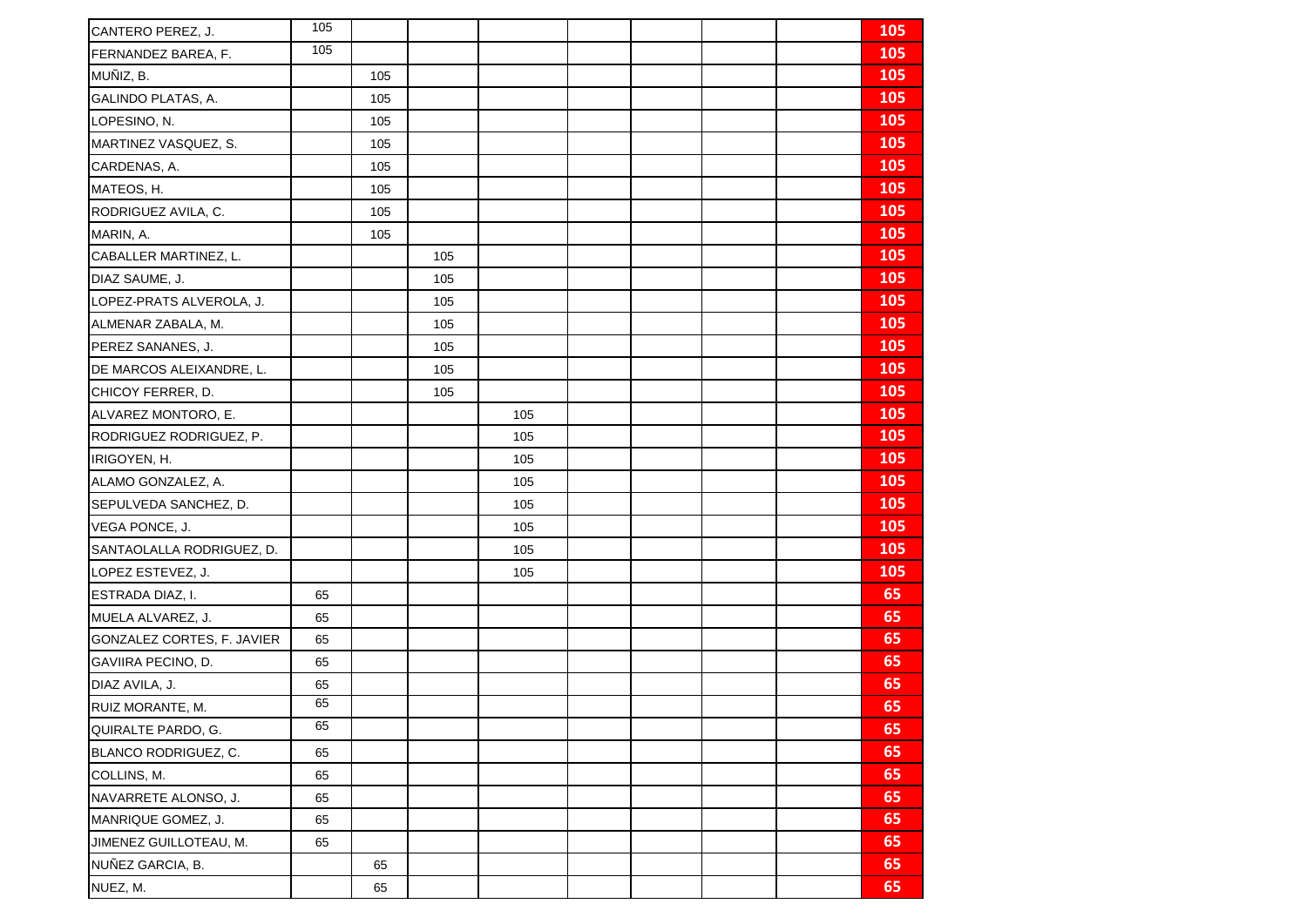| | | | | | | | | | |
|---|---|---|---|---|---|---|---|---|---|
| CANTERO PEREZ, J. | 105 | | | | | | | | **105** |
| FERNANDEZ BAREA, F. | 105 | | | | | | | | **105** |
| MUÑIZ, B. | | 105 | | | | | | | **105** |
| GALINDO PLATAS, A. | | 105 | | | | | | | **105** |
| LOPESINO, N. | | 105 | | | | | | | **105** |
| MARTINEZ VASQUEZ, S. | | 105 | | | | | | | **105** |
| CARDENAS, A. | | 105 | | | | | | | **105** |
| MATEOS, H. | | 105 | | | | | | | **105** |
| RODRIGUEZ AVILA, C. | | 105 | | | | | | | **105** |
| MARIN, A. | | 105 | | | | | | | **105** |
| CABALLER MARTINEZ, L. | | | 105 | | | | | | **105** |
| DIAZ SAUME, J. | | | 105 | | | | | | **105** |
| LOPEZ-PRATS ALVEROLA, J. | | | 105 | | | | | | **105** |
| ALMENAR ZABALA, M. | | | 105 | | | | | | **105** |
| PEREZ SANANES, J. | | | 105 | | | | | | **105** |
| DE MARCOS ALEIXANDRE, L. | | | 105 | | | | | | **105** |
| CHICOY FERRER, D. | | | 105 | | | | | | **105** |
| ALVAREZ MONTORO, E. | | | | 105 | | | | | **105** |
| RODRIGUEZ RODRIGUEZ, P. | | | | 105 | | | | | **105** |
| IRIGOYEN, H. | | | | 105 | | | | | **105** |
| ALAMO GONZALEZ, A. | | | | 105 | | | | | **105** |
| SEPULVEDA SANCHEZ, D. | | | | 105 | | | | | **105** |
| VEGA PONCE, J. | | | | 105 | | | | | **105** |
| SANTAOLALLA RODRIGUEZ, D. | | | | 105 | | | | | **105** |
| LOPEZ ESTEVEZ, J. | | | | 105 | | | | | **105** |
| ESTRADA DIAZ, I. | 65 | | | | | | | | **65** |
| MUELA ALVAREZ, J. | 65 | | | | | | | | **65** |
| GONZALEZ CORTES, F. JAVIER | 65 | | | | | | | | **65** |
| GAVIIRA PECINO, D. | 65 | | | | | | | | **65** |
| DIAZ AVILA, J. | 65 | | | | | | | | **65** |
| RUIZ MORANTE, M. | 65 | | | | | | | | **65** |
| QUIRALTE PARDO, G. | 65 | | | | | | | | **65** |
| BLANCO RODRIGUEZ, C. | 65 | | | | | | | | **65** |
| COLLINS, M. | 65 | | | | | | | | **65** |
| NAVARRETE ALONSO, J. | 65 | | | | | | | | **65** |
| MANRIQUE GOMEZ, J. | 65 | | | | | | | | **65** |
| JIMENEZ GUILLOTEAU, M. | 65 | | | | | | | | **65** |
| NUÑEZ GARCIA, B. | | 65 | | | | | | | **65** |
| NUEZ, M. | | 65 | | | | | | | **65** |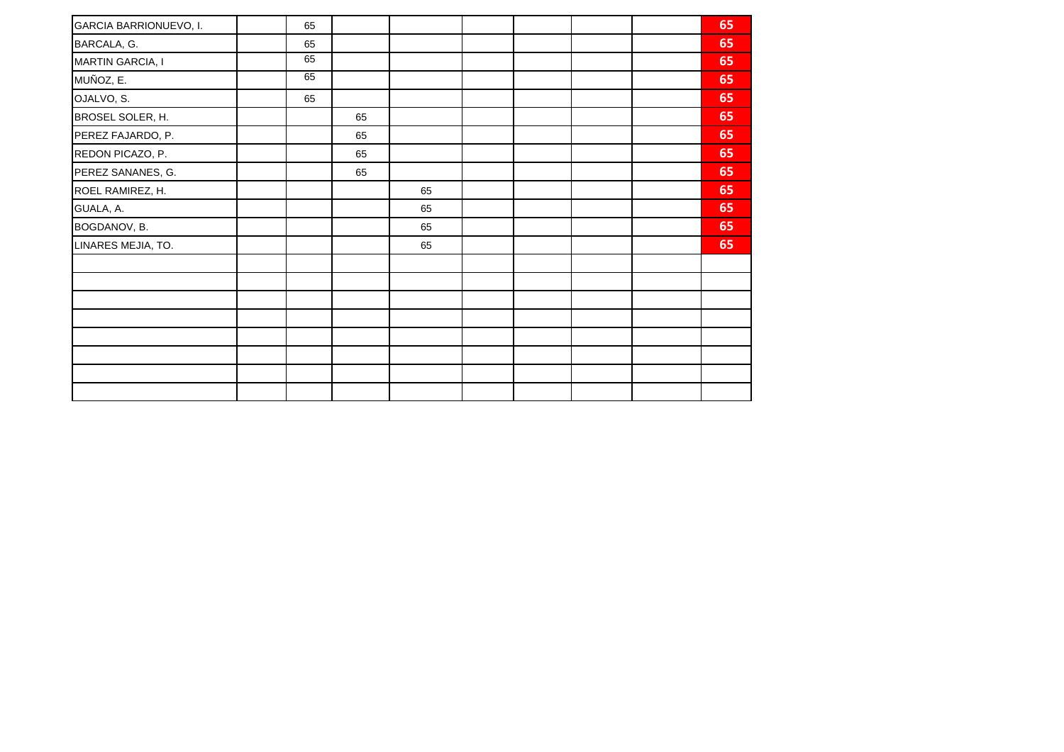| | | | | | | | | | |
|---|---|---|---|---|---|---|---|---|---|
| GARCIA BARRIONUEVO, I. | | 65 | | | | | | | 65 |
| BARCALA, G. | | 65 | | | | | | | 65 |
| MARTIN GARCIA, I | | 65 | | | | | | | 65 |
| MUÑOZ, E. | | 65 | | | | | | | 65 |
| OJALVO, S. | | 65 | | | | | | | 65 |
| BROSEL SOLER, H. | | | 65 | | | | | | 65 |
| PEREZ FAJARDO, P. | | | 65 | | | | | | 65 |
| REDON PICAZO, P. | | | 65 | | | | | | 65 |
| PEREZ SANANES, G. | | | 65 | | | | | | 65 |
| ROEL RAMIREZ, H. | | | | 65 | | | | | 65 |
| GUALA, A. | | | | 65 | | | | | 65 |
| BOGDANOV, B. | | | | 65 | | | | | 65 |
| LINARES MEJIA, TO. | | | | 65 | | | | | 65 |
| | | | | | | | | | |
| | | | | | | | | | |
| | | | | | | | | | |
| | | | | | | | | | |
| | | | | | | | | | |
| | | | | | | | | | |
| | | | | | | | | | |
| | | | | | | | | | |